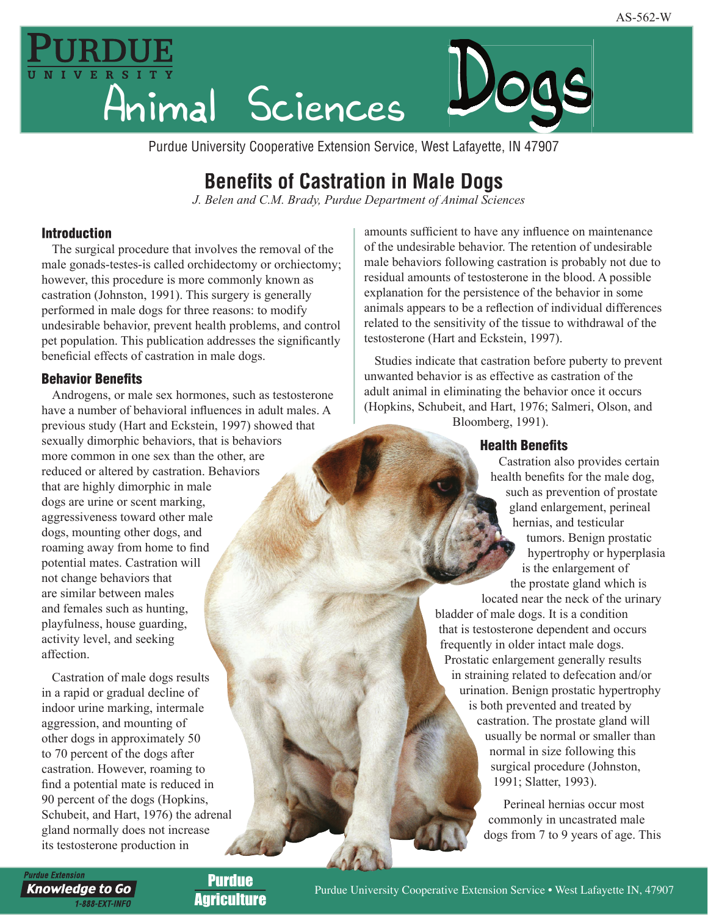AS-562-W

Purdue University Animal Sciences — Dogs

Purdue University Cooperative Extension Service, West Lafayette, IN 47907

# Benefits of Castration in Male Dogs

*J. Belen and C.M. Brady, Purdue Department of Animal Sciences*

## Introduction

The surgical procedure that involves the removal of the male gonads-testes-is called orchidectomy or orchiectomy; however, this procedure is more commonly known as castration (Johnston, 1991). This surgery is generally performed in male dogs for three reasons: to modify undesirable behavior, prevent health problems, and control pet population. This publication addresses the significantly beneficial effects of castration in male dogs.

## Behavior Benefits

Androgens, or male sex hormones, such as testosterone have a number of behavioral influences in adult males. A previous study (Hart and Eckstein, 1997) showed that sexually dimorphic behaviors, that is behaviors more common in one sex than the other, are reduced or altered by castration. Behaviors that are highly dimorphic in male dogs are urine or scent marking, aggressiveness toward other male dogs, mounting other dogs, and roaming away from home to find potential mates. Castration will not change behaviors that are similar between males and females such as hunting, playfulness, house guarding, activity level, and seeking affection.

Castration of male dogs results in a rapid or gradual decline of indoor urine marking, intermale aggression, and mounting of other dogs in approximately 50 to 70 percent of the dogs after castration. However, roaming to find a potential mate is reduced in 90 percent of the dogs (Hopkins, Schubeit, and Hart, 1976) the adrenal gland normally does not increase its testosterone production in amounts sufficient to have any influence on maintenance of the undesirable behavior. The retention of undesirable male behaviors following castration is probably not due to residual amounts of testosterone in the blood. A possible explanation for the persistence of the behavior in some animals appears to be a reflection of individual differences related to the sensitivity of the tissue to withdrawal of the testosterone (Hart and Eckstein, 1997).

Studies indicate that castration before puberty to prevent unwanted behavior is as effective as castration of the adult animal in eliminating the behavior once it occurs (Hopkins, Schubeit, and Hart, 1976; Salmeri, Olson, and Bloomberg, 1991).

## Health Benefits

Castration also provides certain health benefits for the male dog, such as prevention of prostate gland enlargement, perineal hernias, and testicular tumors. Benign prostatic hypertrophy or hyperplasia is the enlargement of the prostate gland which is located near the neck of the urinary bladder of male dogs. It is a condition that is testosterone dependent and occurs frequently in older intact male dogs. Prostatic enlargement generally results in straining related to defecation and/or urination. Benign prostatic hypertrophy is both prevented and treated by castration. The prostate gland will usually be normal or smaller than normal in size following this surgical procedure (Johnston, 1991; Slatter, 1993).

Perineal hernias occur most commonly in uncastrated male dogs from 7 to 9 years of age. This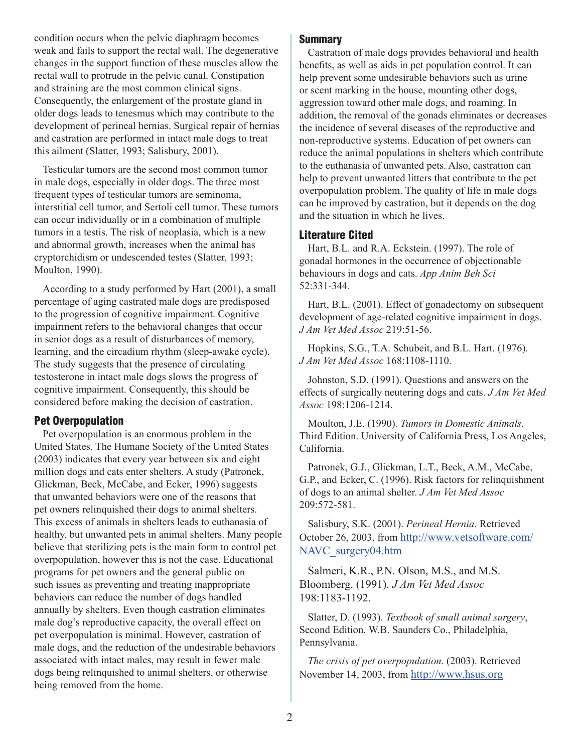condition occurs when the pelvic diaphragm becomes weak and fails to support the rectal wall. The degenerative changes in the support function of these muscles allow the rectal wall to protrude in the pelvic canal. Constipation and straining are the most common clinical signs. Consequently, the enlargement of the prostate gland in older dogs leads to tenesmus which may contribute to the development of perineal hernias. Surgical repair of hernias and castration are performed in intact male dogs to treat this ailment (Slatter, 1993; Salisbury, 2001).

Testicular tumors are the second most common tumor in male dogs, especially in older dogs. The three most frequent types of testicular tumors are seminoma, interstitial cell tumor, and Sertoli cell tumor. These tumors can occur individually or in a combination of multiple tumors in a testis. The risk of neoplasia, which is a new and abnormal growth, increases when the animal has cryptorchidism or undescended testes (Slatter, 1993; Moulton, 1990).

According to a study performed by Hart (2001), a small percentage of aging castrated male dogs are predisposed to the progression of cognitive impairment. Cognitive impairment refers to the behavioral changes that occur in senior dogs as a result of disturbances of memory, learning, and the circadium rhythm (sleep-awake cycle). The study suggests that the presence of circulating testosterone in intact male dogs slows the progress of cognitive impairment. Consequently, this should be considered before making the decision of castration.

## Pet Overpopulation

Pet overpopulation is an enormous problem in the United States. The Humane Society of the United States (2003) indicates that every year between six and eight million dogs and cats enter shelters. A study (Patronek, Glickman, Beck, McCabe, and Ecker, 1996) suggests that unwanted behaviors were one of the reasons that pet owners relinquished their dogs to animal shelters. This excess of animals in shelters leads to euthanasia of healthy, but unwanted pets in animal shelters. Many people believe that sterilizing pets is the main form to control pet overpopulation, however this is not the case. Educational programs for pet owners and the general public on such issues as preventing and treating inappropriate behaviors can reduce the number of dogs handled annually by shelters. Even though castration eliminates male dog's reproductive capacity, the overall effect on pet overpopulation is minimal. However, castration of male dogs, and the reduction of the undesirable behaviors associated with intact males, may result in fewer male dogs being relinquished to animal shelters, or otherwise being removed from the home.

## Summary

Castration of male dogs provides behavioral and health benefits, as well as aids in pet population control. It can help prevent some undesirable behaviors such as urine or scent marking in the house, mounting other dogs, aggression toward other male dogs, and roaming. In addition, the removal of the gonads eliminates or decreases the incidence of several diseases of the reproductive and non-reproductive systems. Education of pet owners can reduce the animal populations in shelters which contribute to the euthanasia of unwanted pets. Also, castration can help to prevent unwanted litters that contribute to the pet overpopulation problem. The quality of life in male dogs can be improved by castration, but it depends on the dog and the situation in which he lives.

## Literature Cited

Hart, B.L. and R.A. Eckstein. (1997). The role of gonadal hormones in the occurrence of objectionable behaviours in dogs and cats. *App Anim Beh Sci* 52:331-344.

Hart, B.L. (2001). Effect of gonadectomy on subsequent development of age-related cognitive impairment in dogs. *J Am Vet Med Assoc* 219:51-56.

Hopkins, S.G., T.A. Schubeit, and B.L. Hart. (1976). *J Am Vet Med Assoc* 168:1108-1110.

Johnston, S.D. (1991). Questions and answers on the effects of surgically neutering dogs and cats. *J Am Vet Med Assoc* 198:1206-1214.

Moulton, J.E. (1990). *Tumors in Domestic Animals*, Third Edition. University of California Press, Los Angeles, California.

Patronek, G.J., Glickman, L.T., Beck, A.M., McCabe, G.P., and Ecker, C. (1996). Risk factors for relinquishment of dogs to an animal shelter. *J Am Vet Med Assoc* 209:572-581.

Salisbury, S.K. (2001). *Perineal Hernia*. Retrieved October 26, 2003, from http://www.vetsoftware.com/NAVC_surgery04.htm

Salmeri, K.R., P.N. Olson, M.S., and M.S. Bloomberg. (1991). *J Am Vet Med Assoc* 198:1183-1192.

Slatter, D. (1993). *Textbook of small animal surgery*, Second Edition. W.B. Saunders Co., Philadelphia, Pennsylvania.

*The crisis of pet overpopulation*. (2003). Retrieved November 14, 2003, from http://www.hsus.org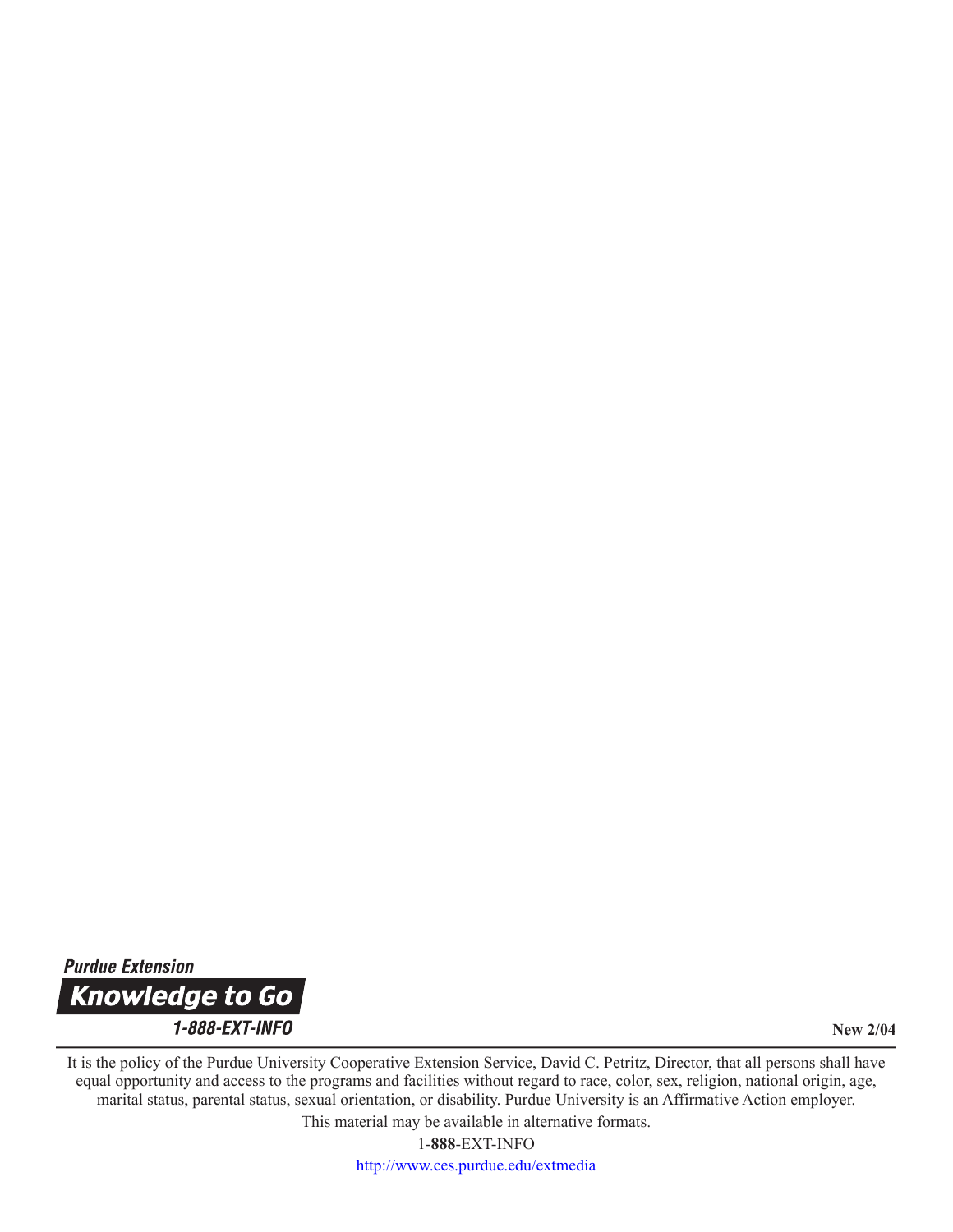Purdue Extension

**Knowledge to Go**

1-888-EXT-INFO

**New 2/04**

---

It is the policy of the Purdue University Cooperative Extension Service, David C. Petritz, Director, that all persons shall have equal opportunity and access to the programs and facilities without regard to race, color, sex, religion, national origin, age, marital status, parental status, sexual orientation, or disability. Purdue University is an Affirmative Action employer.

This material may be available in alternative formats.

1-**888**-EXT-INFO

http://www.ces.purdue.edu/extmedia